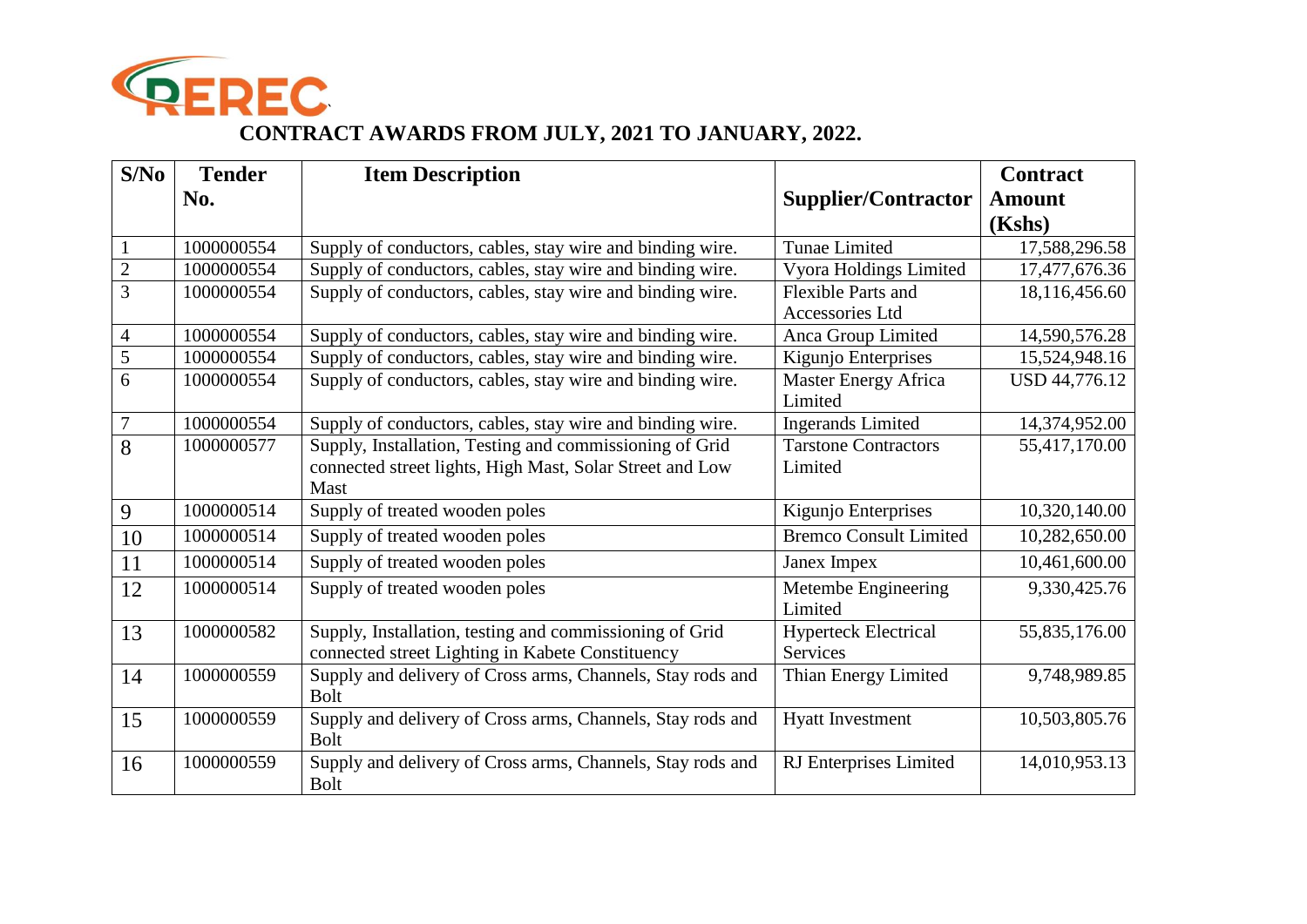REREC

# CONTRACT AWARDS FROM JULY, 2021 TO JANUARY, 2022.

| S/No | Tender No. | Item Description | Supplier/Contractor | Contract Amount (Kshs) |
|---|---|---|---|---|
| 1 | 1000000554 | Supply of conductors, cables, stay wire and binding wire. | Tunae Limited | 17,588,296.58 |
| 2 | 1000000554 | Supply of conductors, cables, stay wire and binding wire. | Vyora Holdings Limited | 17,477,676.36 |
| 3 | 1000000554 | Supply of conductors, cables, stay wire and binding wire. | Flexible Parts and Accessories Ltd | 18,116,456.60 |
| 4 | 1000000554 | Supply of conductors, cables, stay wire and binding wire. | Anca Group Limited | 14,590,576.28 |
| 5 | 1000000554 | Supply of conductors, cables, stay wire and binding wire. | Kigunjo Enterprises | 15,524,948.16 |
| 6 | 1000000554 | Supply of conductors, cables, stay wire and binding wire. | Master Energy Africa Limited | USD 44,776.12 |
| 7 | 1000000554 | Supply of conductors, cables, stay wire and binding wire. | Ingerands Limited | 14,374,952.00 |
| 8 | 1000000577 | Supply, Installation, Testing and commissioning of Grid connected street lights, High Mast, Solar Street and Low Mast | Tarstone Contractors Limited | 55,417,170.00 |
| 9 | 1000000514 | Supply of treated wooden poles | Kigunjo Enterprises | 10,320,140.00 |
| 10 | 1000000514 | Supply of treated wooden poles | Bremco Consult Limited | 10,282,650.00 |
| 11 | 1000000514 | Supply of treated wooden poles | Janex Impex | 10,461,600.00 |
| 12 | 1000000514 | Supply of treated wooden poles | Metembe Engineering Limited | 9,330,425.76 |
| 13 | 1000000582 | Supply, Installation, testing and commissioning of Grid connected street Lighting in Kabete Constituency | Hyperteck Electrical Services | 55,835,176.00 |
| 14 | 1000000559 | Supply and delivery of Cross arms, Channels, Stay rods and Bolt | Thian Energy Limited | 9,748,989.85 |
| 15 | 1000000559 | Supply and delivery of Cross arms, Channels, Stay rods and Bolt | Hyatt Investment | 10,503,805.76 |
| 16 | 1000000559 | Supply and delivery of Cross arms, Channels, Stay rods and Bolt | RJ Enterprises Limited | 14,010,953.13 |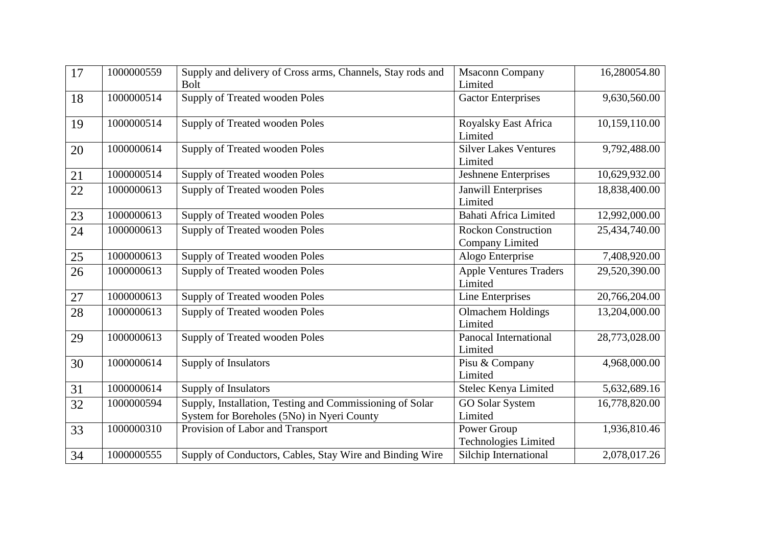| 17 | 1000000559 | Supply and delivery of Cross arms, Channels, Stay rods and Bolt | Msaconn Company Limited | 16,280054.80 |
|---|---|---|---|---|
| 18 | 1000000514 | Supply of Treated wooden Poles | Gactor Enterprises | 9,630,560.00 |
| 19 | 1000000514 | Supply of Treated wooden Poles | Royalsky East Africa Limited | 10,159,110.00 |
| 20 | 1000000614 | Supply of Treated wooden Poles | Silver Lakes Ventures Limited | 9,792,488.00 |
| 21 | 1000000514 | Supply of Treated wooden Poles | Jeshnene Enterprises | 10,629,932.00 |
| 22 | 1000000613 | Supply of Treated wooden Poles | Janwill Enterprises Limited | 18,838,400.00 |
| 23 | 1000000613 | Supply of Treated wooden Poles | Bahati Africa Limited | 12,992,000.00 |
| 24 | 1000000613 | Supply of Treated wooden Poles | Rockon Construction Company Limited | 25,434,740.00 |
| 25 | 1000000613 | Supply of Treated wooden Poles | Alogo Enterprise | 7,408,920.00 |
| 26 | 1000000613 | Supply of Treated wooden Poles | Apple Ventures Traders Limited | 29,520,390.00 |
| 27 | 1000000613 | Supply of Treated wooden Poles | Line Enterprises | 20,766,204.00 |
| 28 | 1000000613 | Supply of Treated wooden Poles | Olmachem Holdings Limited | 13,204,000.00 |
| 29 | 1000000613 | Supply of Treated wooden Poles | Panocal International Limited | 28,773,028.00 |
| 30 | 1000000614 | Supply of Insulators | Pisu & Company Limited | 4,968,000.00 |
| 31 | 1000000614 | Supply of Insulators | Stelec Kenya Limited | 5,632,689.16 |
| 32 | 1000000594 | Supply, Installation, Testing and Commissioning of Solar System for Boreholes (5No) in Nyeri County | GO Solar System Limited | 16,778,820.00 |
| 33 | 1000000310 | Provision of Labor and Transport | Power Group Technologies Limited | 1,936,810.46 |
| 34 | 1000000555 | Supply of Conductors, Cables, Stay Wire and Binding Wire | Silchip International | 2,078,017.26 |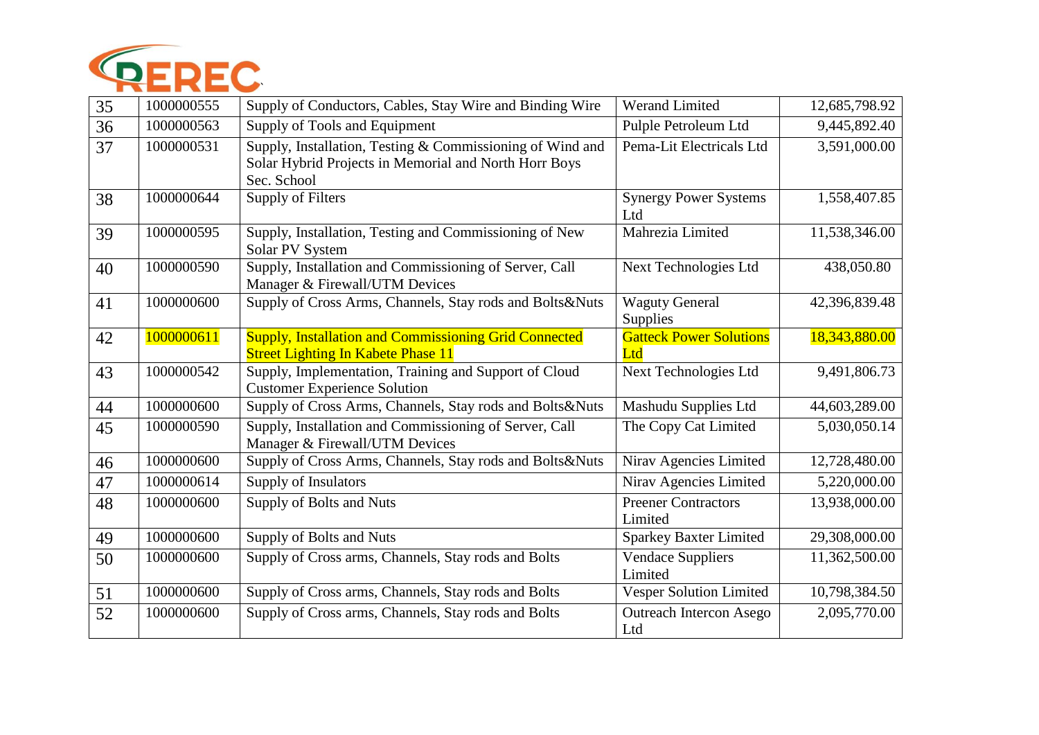| 35 | 1000000555 | Supply of Conductors, Cables, Stay Wire and Binding Wire | Werand Limited | 12,685,798.92 |
|---|---|---|---|---|
| 36 | 1000000563 | Supply of Tools and Equipment | Pulple Petroleum Ltd | 9,445,892.40 |
| 37 | 1000000531 | Supply, Installation, Testing & Commissioning of Wind and Solar Hybrid Projects in Memorial and North Horr Boys Sec. School | Pema-Lit Electricals Ltd | 3,591,000.00 |
| 38 | 1000000644 | Supply of Filters | Synergy Power Systems Ltd | 1,558,407.85 |
| 39 | 1000000595 | Supply, Installation, Testing and Commissioning of New Solar PV System | Mahrezia Limited | 11,538,346.00 |
| 40 | 1000000590 | Supply, Installation and Commissioning of Server, Call Manager & Firewall/UTM Devices | Next Technologies Ltd | 438,050.80 |
| 41 | 1000000600 | Supply of Cross Arms, Channels, Stay rods and Bolts&Nuts | Waguty General Supplies | 42,396,839.48 |
| 42 | 1000000611 | Supply, Installation and Commissioning Grid Connected Street Lighting In Kabete Phase 11 | Gatteck Power Solutions Ltd | 18,343,880.00 |
| 43 | 1000000542 | Supply, Implementation, Training and Support of Cloud Customer Experience Solution | Next Technologies Ltd | 9,491,806.73 |
| 44 | 1000000600 | Supply of Cross Arms, Channels, Stay rods and Bolts&Nuts | Mashudu Supplies Ltd | 44,603,289.00 |
| 45 | 1000000590 | Supply, Installation and Commissioning of Server, Call Manager & Firewall/UTM Devices | The Copy Cat Limited | 5,030,050.14 |
| 46 | 1000000600 | Supply of Cross Arms, Channels, Stay rods and Bolts&Nuts | Nirav Agencies Limited | 12,728,480.00 |
| 47 | 1000000614 | Supply of Insulators | Nirav Agencies Limited | 5,220,000.00 |
| 48 | 1000000600 | Supply of Bolts and Nuts | Preener Contractors Limited | 13,938,000.00 |
| 49 | 1000000600 | Supply of Bolts and Nuts | Sparkey Baxter Limited | 29,308,000.00 |
| 50 | 1000000600 | Supply of Cross arms, Channels, Stay rods and Bolts | Vendace Suppliers Limited | 11,362,500.00 |
| 51 | 1000000600 | Supply of Cross arms, Channels, Stay rods and Bolts | Vesper Solution Limited | 10,798,384.50 |
| 52 | 1000000600 | Supply of Cross arms, Channels, Stay rods and Bolts | Outreach Intercon Asego Ltd | 2,095,770.00 |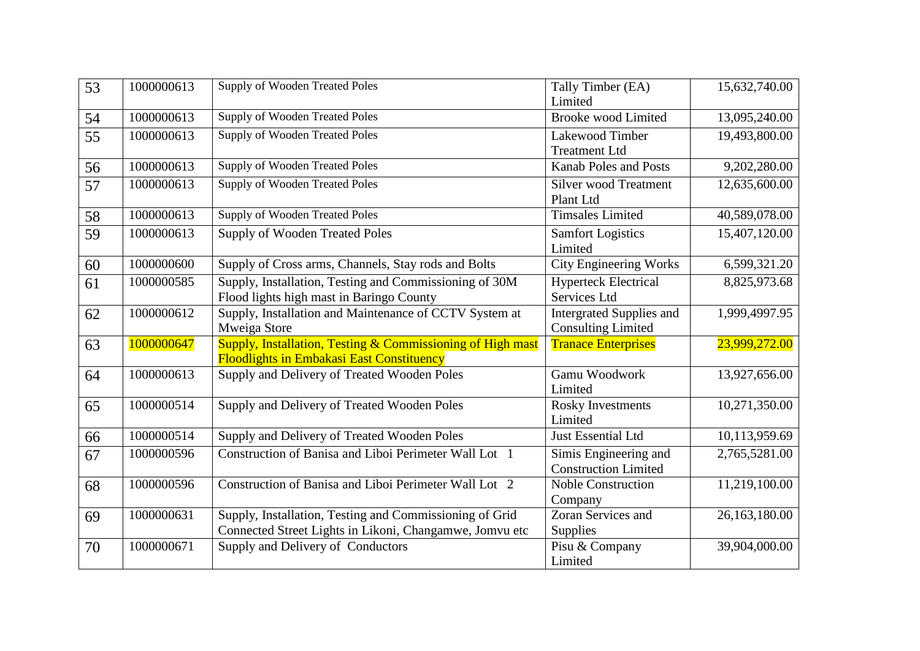| 53 | 1000000613 | Supply of Wooden Treated Poles | Tally Timber (EA) Limited | 15,632,740.00 |
|---|---|---|---|---|
| 54 | 1000000613 | Supply of Wooden Treated Poles | Brooke wood Limited | 13,095,240.00 |
| 55 | 1000000613 | Supply of Wooden Treated Poles | Lakewood Timber Treatment Ltd | 19,493,800.00 |
| 56 | 1000000613 | Supply of Wooden Treated Poles | Kanab Poles and Posts | 9,202,280.00 |
| 57 | 1000000613 | Supply of Wooden Treated Poles | Silver wood Treatment Plant Ltd | 12,635,600.00 |
| 58 | 1000000613 | Supply of Wooden Treated Poles | Timsales Limited | 40,589,078.00 |
| 59 | 1000000613 | Supply of Wooden Treated Poles | Samfort Logistics Limited | 15,407,120.00 |
| 60 | 1000000600 | Supply of Cross arms, Channels, Stay rods and Bolts | City Engineering Works | 6,599,321.20 |
| 61 | 1000000585 | Supply, Installation, Testing and Commissioning of 30M Flood lights high mast in Baringo County | Hyperteck Electrical Services Ltd | 8,825,973.68 |
| 62 | 1000000612 | Supply, Installation and Maintenance of CCTV System at Mweiga Store | Intergrated Supplies and Consulting Limited | 1,999,4997.95 |
| 63 | 1000000647 | Supply, Installation, Testing & Commissioning of High mast Floodlights in Embakasi East Constituency | Tranace Enterprises | 23,999,272.00 |
| 64 | 1000000613 | Supply and Delivery of Treated Wooden Poles | Gamu Woodwork Limited | 13,927,656.00 |
| 65 | 1000000514 | Supply and Delivery of Treated Wooden Poles | Rosky Investments Limited | 10,271,350.00 |
| 66 | 1000000514 | Supply and Delivery of Treated Wooden Poles | Just Essential Ltd | 10,113,959.69 |
| 67 | 1000000596 | Construction of Banisa and Liboi Perimeter Wall Lot 1 | Simis Engineering and Construction Limited | 2,765,5281.00 |
| 68 | 1000000596 | Construction of Banisa and Liboi Perimeter Wall Lot 2 | Noble Construction Company | 11,219,100.00 |
| 69 | 1000000631 | Supply, Installation, Testing and Commissioning of Grid Connected Street Lights in Likoni, Changamwe, Jomvu etc | Zoran Services and Supplies | 26,163,180.00 |
| 70 | 1000000671 | Supply and Delivery of Conductors | Pisu & Company Limited | 39,904,000.00 |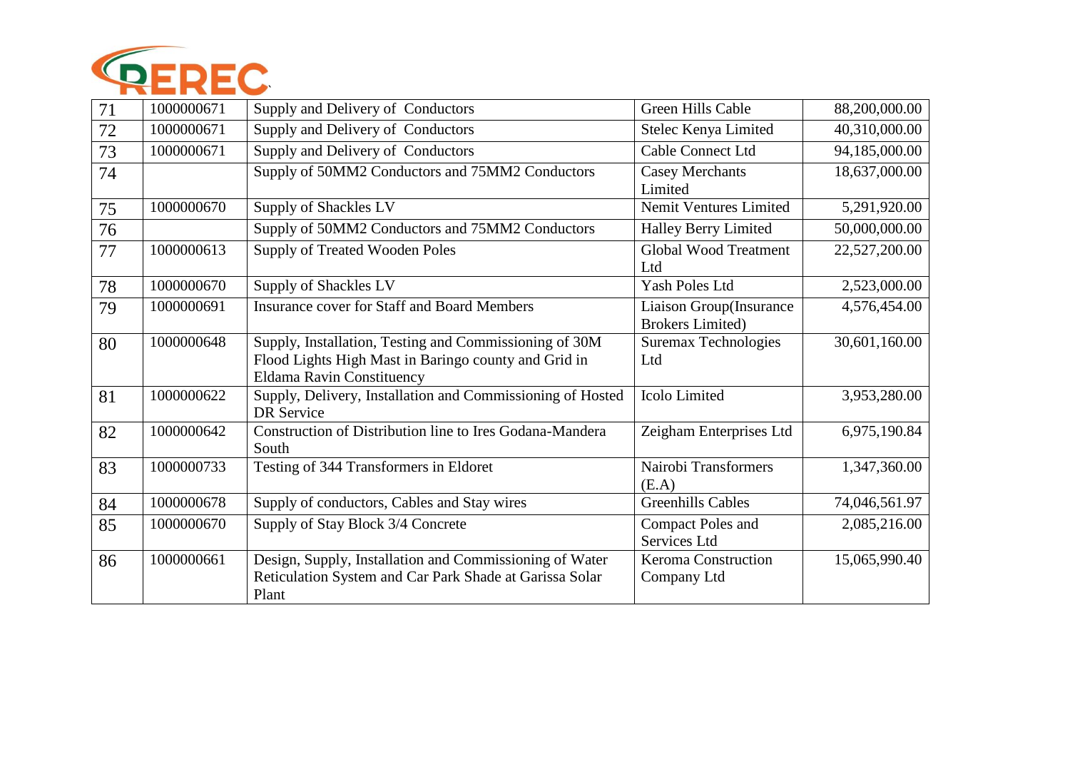| | | | | |
|---|---|---|---|---|
| 71 | 1000000671 | Supply and Delivery of Conductors | Green Hills Cable | 88,200,000.00 |
| 72 | 1000000671 | Supply and Delivery of Conductors | Stelec Kenya Limited | 40,310,000.00 |
| 73 | 1000000671 | Supply and Delivery of Conductors | Cable Connect Ltd | 94,185,000.00 |
| 74 | | Supply of 50MM2 Conductors and 75MM2 Conductors | Casey Merchants Limited | 18,637,000.00 |
| 75 | 1000000670 | Supply of Shackles LV | Nemit Ventures Limited | 5,291,920.00 |
| 76 | | Supply of 50MM2 Conductors and 75MM2 Conductors | Halley Berry Limited | 50,000,000.00 |
| 77 | 1000000613 | Supply of Treated Wooden Poles | Global Wood Treatment Ltd | 22,527,200.00 |
| 78 | 1000000670 | Supply of Shackles LV | Yash Poles Ltd | 2,523,000.00 |
| 79 | 1000000691 | Insurance cover for Staff and Board Members | Liaison Group(Insurance Brokers Limited) | 4,576,454.00 |
| 80 | 1000000648 | Supply, Installation, Testing and Commissioning of 30M Flood Lights High Mast in Baringo county and Grid in Eldama Ravin Constituency | Suremax Technologies Ltd | 30,601,160.00 |
| 81 | 1000000622 | Supply, Delivery, Installation and Commissioning of Hosted DR Service | Icolo Limited | 3,953,280.00 |
| 82 | 1000000642 | Construction of Distribution line to Ires Godana-Mandera South | Zeigham Enterprises Ltd | 6,975,190.84 |
| 83 | 1000000733 | Testing of 344 Transformers in Eldoret | Nairobi Transformers (E.A) | 1,347,360.00 |
| 84 | 1000000678 | Supply of conductors, Cables and Stay wires | Greenhills Cables | 74,046,561.97 |
| 85 | 1000000670 | Supply of Stay Block 3/4 Concrete | Compact Poles and Services Ltd | 2,085,216.00 |
| 86 | 1000000661 | Design, Supply, Installation and Commissioning of Water Reticulation System and Car Park Shade at Garissa Solar Plant | Keroma Construction Company Ltd | 15,065,990.40 |